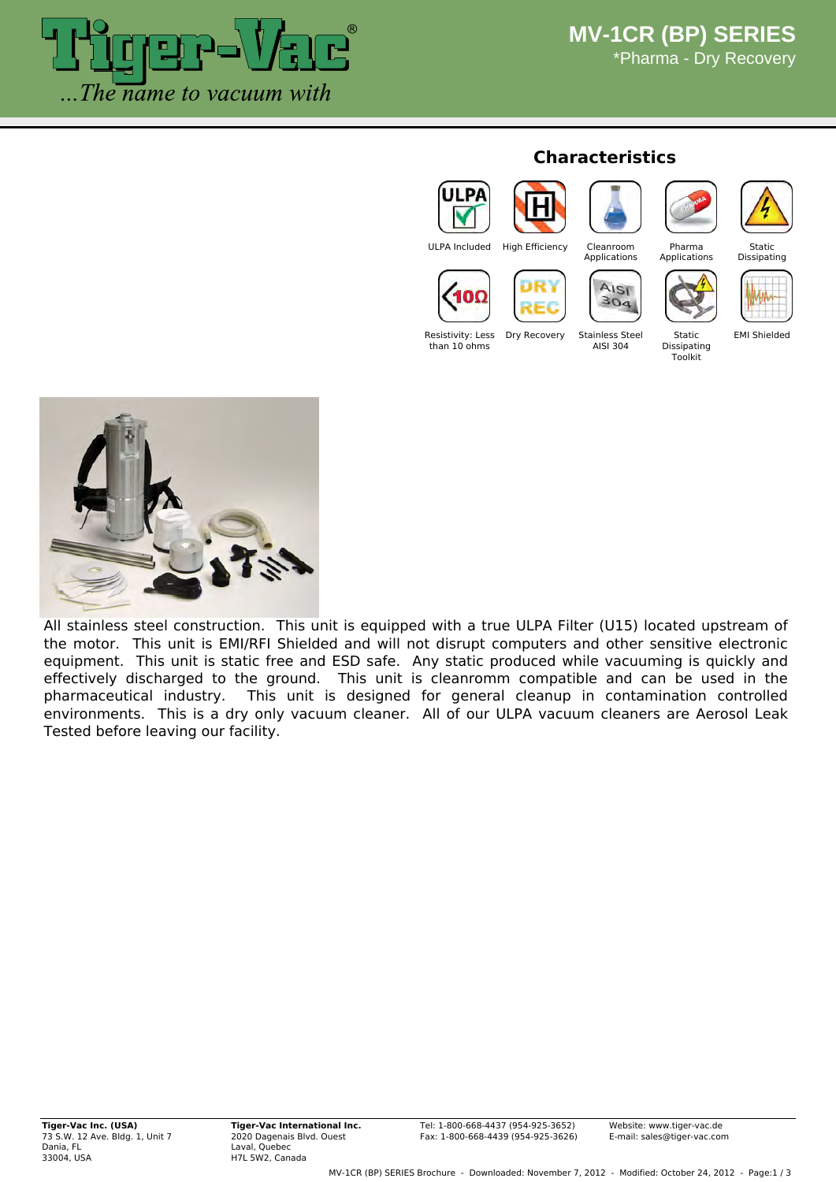# MV-1CR (BP) SERIES

*Pharma - Dry Recovery

## Characteristics

- ULPA Included
- High Efficiency
- Cleanroom Applications
- Pharma Applications
- Static Dissipating
- Resistivity: Less than 10 ohms
- Dry Recovery
- Stainless Steel AISI 304
- Static Dissipating Toolkit
- EMI Shielded

All stainless steel construction. This unit is equipped with a true ULPA Filter (U15) located upstream of the motor. This unit is EMI/RFI Shielded and will not disrupt computers and other sensitive electronic equipment. This unit is static free and ESD safe. Any static produced while vacuuming is quickly and effectively discharged to the ground. This unit is cleanromm compatible and can be used in the pharmaceutical industry. This unit is designed for general cleanup in contamination controlled environments. This is a dry only vacuum cleaner. All of our ULPA vacuum cleaners are Aerosol Leak Tested before leaving our facility.

**Tiger-Vac Inc. (USA)**
73 S.W. 12 Ave. Bldg. 1, Unit 7
Dania, FL
33004, USA

**Tiger-Vac International Inc.**
2020 Dagenais Blvd. Ouest
Laval, Quebec
H7L 5W2, Canada

Tel: 1-800-668-4437 (954-925-3652)
Fax: 1-800-668-4439 (954-925-3626)

Website: www.tiger-vac.de
E-mail: sales@tiger-vac.com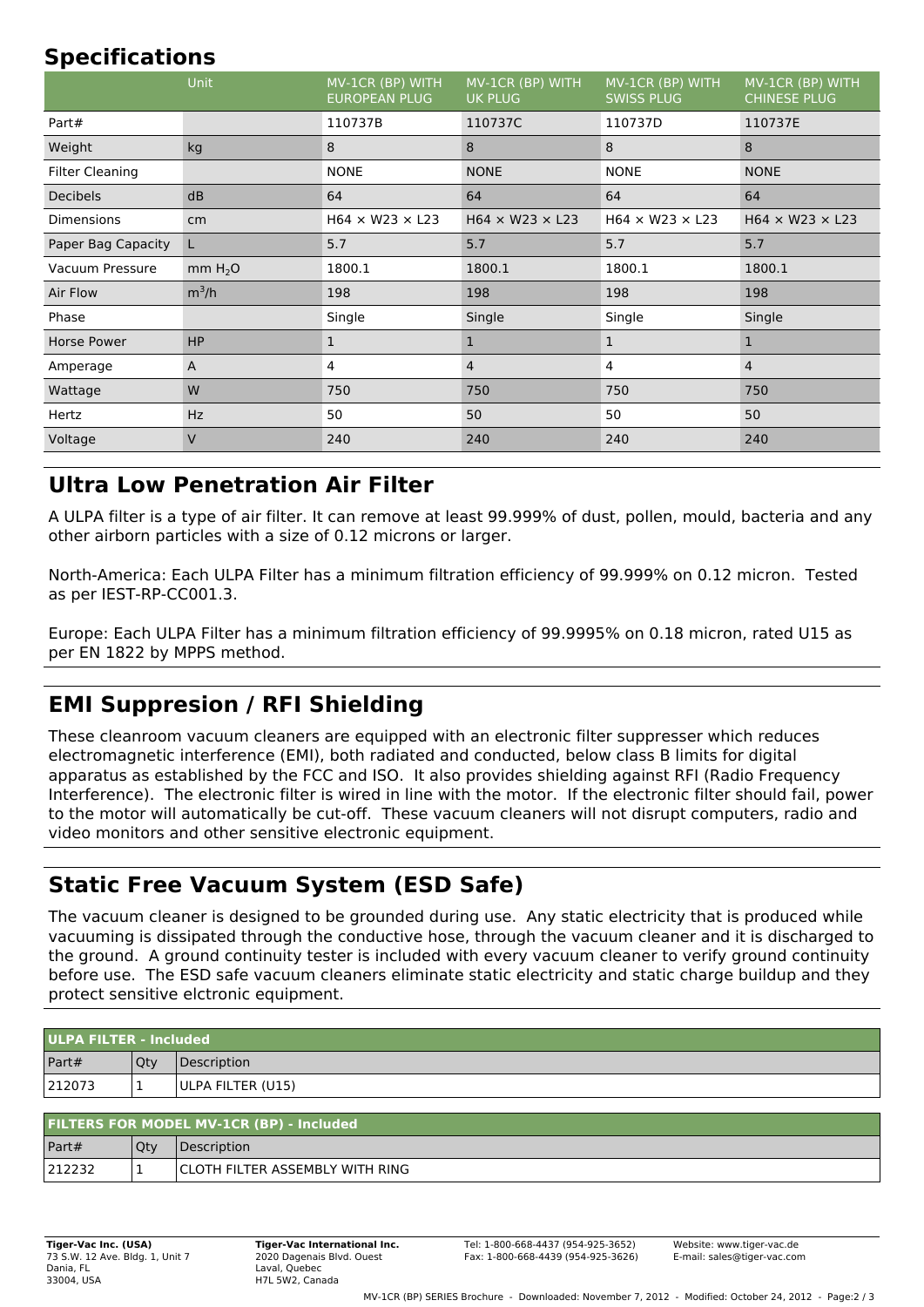## Specifications

| | Unit | MV-1CR (BP) WITH EUROPEAN PLUG | MV-1CR (BP) WITH UK PLUG | MV-1CR (BP) WITH SWISS PLUG | MV-1CR (BP) WITH CHINESE PLUG |
|---|---|---|---|---|---|
| Part# | | 110737B | 110737C | 110737D | 110737E |
| Weight | kg | 8 | 8 | 8 | 8 |
| Filter Cleaning | | NONE | NONE | NONE | NONE |
| Decibels | dB | 64 | 64 | 64 | 64 |
| Dimensions | cm | H64 × W23 × L23 | H64 × W23 × L23 | H64 × W23 × L23 | H64 × W23 × L23 |
| Paper Bag Capacity | L | 5.7 | 5.7 | 5.7 | 5.7 |
| Vacuum Pressure | mm $H_2O$ | 1800.1 | 1800.1 | 1800.1 | 1800.1 |
| Air Flow | $m^3/h$ | 198 | 198 | 198 | 198 |
| Phase | | Single | Single | Single | Single |
| Horse Power | HP | 1 | 1 | 1 | 1 |
| Amperage | A | 4 | 4 | 4 | 4 |
| Wattage | W | 750 | 750 | 750 | 750 |
| Hertz | Hz | 50 | 50 | 50 | 50 |
| Voltage | V | 240 | 240 | 240 | 240 |

## Ultra Low Penetration Air Filter

A ULPA filter is a type of air filter. It can remove at least 99.999% of dust, pollen, mould, bacteria and any other airborn particles with a size of 0.12 microns or larger.

North-America: Each ULPA Filter has a minimum filtration efficiency of 99.999% on 0.12 micron. Tested as per IEST-RP-CC001.3.

Europe: Each ULPA Filter has a minimum filtration efficiency of 99.9995% on 0.18 micron, rated U15 as per EN 1822 by MPPS method.

## EMI Suppresion / RFI Shielding

These cleanroom vacuum cleaners are equipped with an electronic filter suppresser which reduces electromagnetic interference (EMI), both radiated and conducted, below class B limits for digital apparatus as established by the FCC and ISO. It also provides shielding against RFI (Radio Frequency Interference). The electronic filter is wired in line with the motor. If the electronic filter should fail, power to the motor will automatically be cut-off. These vacuum cleaners will not disrupt computers, radio and video monitors and other sensitive electronic equipment.

## Static Free Vacuum System (ESD Safe)

The vacuum cleaner is designed to be grounded during use. Any static electricity that is produced while vacuuming is dissipated through the conductive hose, through the vacuum cleaner and it is discharged to the ground. A ground continuity tester is included with every vacuum cleaner to verify ground continuity before use. The ESD safe vacuum cleaners eliminate static electricity and static charge buildup and they protect sensitive elctronic equipment.

| ULPA FILTER - Included | | |
|---|---|---|
| Part# | Qty | Description |
| 212073 | 1 | ULPA FILTER (U15) |

| FILTERS FOR MODEL MV-1CR (BP) - Included | | |
|---|---|---|
| Part# | Qty | Description |
| 212232 | 1 | CLOTH FILTER ASSEMBLY WITH RING |

**Tiger-Vac Inc. (USA)**
73 S.W. 12 Ave. Bldg. 1, Unit 7
Dania, FL
33004, USA

**Tiger-Vac International Inc.**
2020 Dagenais Blvd. Ouest
Laval, Quebec
H7L 5W2, Canada

Tel: 1-800-668-4437 (954-925-3652)
Fax: 1-800-668-4439 (954-925-3626)

Website: www.tiger-vac.de
E-mail: sales@tiger-vac.com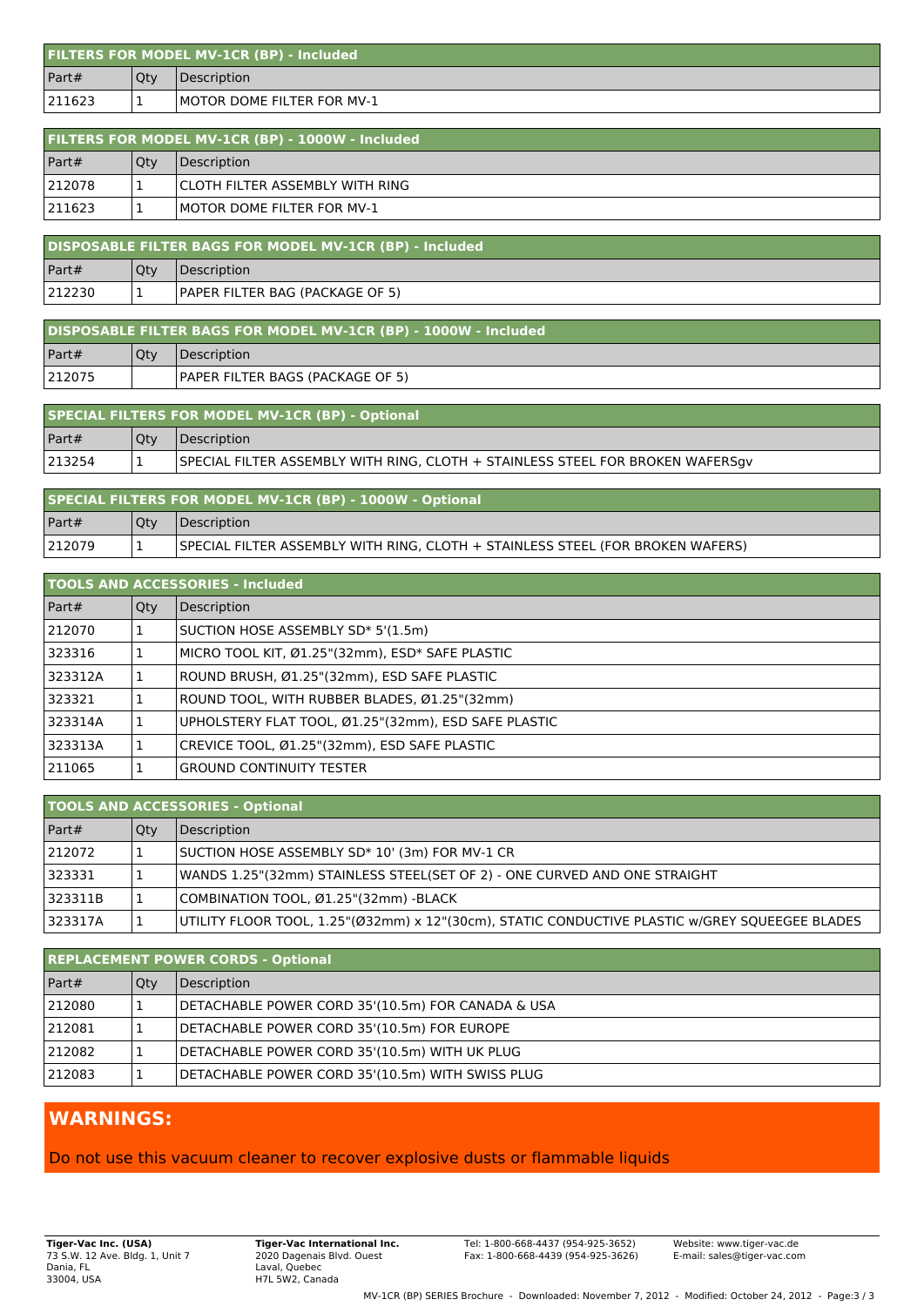## FILTERS FOR MODEL MV-1CR (BP) - Included

| Part# | Qty | Description |
|---|---|---|
| 211623 | 1 | MOTOR DOME FILTER FOR MV-1 |

## FILTERS FOR MODEL MV-1CR (BP) - 1000W - Included

| Part# | Qty | Description |
|---|---|---|
| 212078 | 1 | CLOTH FILTER ASSEMBLY WITH RING |
| 211623 | 1 | MOTOR DOME FILTER FOR MV-1 |

## DISPOSABLE FILTER BAGS FOR MODEL MV-1CR (BP) - Included

| Part# | Qty | Description |
|---|---|---|
| 212230 | 1 | PAPER FILTER BAG (PACKAGE OF 5) |

## DISPOSABLE FILTER BAGS FOR MODEL MV-1CR (BP) - 1000W - Included

| Part# | Qty | Description |
|---|---|---|
| 212075 | | PAPER FILTER BAGS (PACKAGE OF 5) |

## SPECIAL FILTERS FOR MODEL MV-1CR (BP) - Optional

| Part# | Qty | Description |
|---|---|---|
| 213254 | 1 | SPECIAL FILTER ASSEMBLY WITH RING, CLOTH + STAINLESS STEEL FOR BROKEN WAFERSgv |

## SPECIAL FILTERS FOR MODEL MV-1CR (BP) - 1000W - Optional

| Part# | Qty | Description |
|---|---|---|
| 212079 | 1 | SPECIAL FILTER ASSEMBLY WITH RING, CLOTH + STAINLESS STEEL (FOR BROKEN WAFERS) |

## TOOLS AND ACCESSORIES - Included

| Part# | Qty | Description |
|---|---|---|
| 212070 | 1 | SUCTION HOSE ASSEMBLY SD* 5'(1.5m) |
| 323316 | 1 | MICRO TOOL KIT, Ø1.25"(32mm), ESD* SAFE PLASTIC |
| 323312A | 1 | ROUND BRUSH, Ø1.25"(32mm), ESD SAFE PLASTIC |
| 323321 | 1 | ROUND TOOL, WITH RUBBER BLADES, Ø1.25"(32mm) |
| 323314A | 1 | UPHOLSTERY FLAT TOOL, Ø1.25"(32mm), ESD SAFE PLASTIC |
| 323313A | 1 | CREVICE TOOL, Ø1.25"(32mm), ESD SAFE PLASTIC |
| 211065 | 1 | GROUND CONTINUITY TESTER |

## TOOLS AND ACCESSORIES - Optional

| Part# | Qty | Description |
|---|---|---|
| 212072 | 1 | SUCTION HOSE ASSEMBLY SD* 10' (3m) FOR MV-1 CR |
| 323331 | 1 | WANDS 1.25"(32mm) STAINLESS STEEL(SET OF 2) - ONE CURVED AND ONE STRAIGHT |
| 323311B | 1 | COMBINATION TOOL, Ø1.25"(32mm) -BLACK |
| 323317A | 1 | UTILITY FLOOR TOOL, 1.25"(Ø32mm) x 12"(30cm), STATIC CONDUCTIVE PLASTIC w/GREY SQUEEGEE BLADES |

## REPLACEMENT POWER CORDS - Optional

| Part# | Qty | Description |
|---|---|---|
| 212080 | 1 | DETACHABLE POWER CORD 35'(10.5m) FOR CANADA & USA |
| 212081 | 1 | DETACHABLE POWER CORD 35'(10.5m) FOR EUROPE |
| 212082 | 1 | DETACHABLE POWER CORD 35'(10.5m) WITH UK PLUG |
| 212083 | 1 | DETACHABLE POWER CORD 35'(10.5m) WITH SWISS PLUG |

## WARNINGS:

Do not use this vacuum cleaner to recover explosive dusts or flammable liquids

**Tiger-Vac Inc. (USA)**
73 S.W. 12 Ave. Bldg. 1, Unit 7
Dania, FL
33004, USA

**Tiger-Vac International Inc.**
2020 Dagenais Blvd. Ouest
Laval, Quebec
H7L 5W2, Canada

Tel: 1-800-668-4437 (954-925-3652)
Fax: 1-800-668-4439 (954-925-3626)

Website: www.tiger-vac.de
E-mail: sales@tiger-vac.com